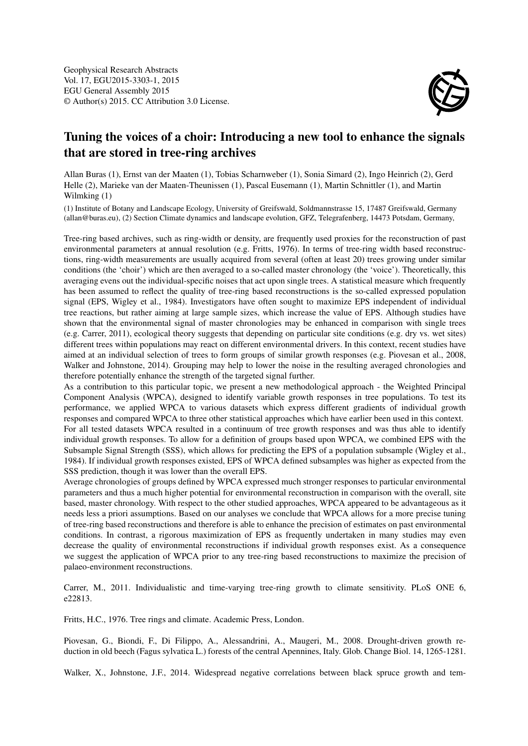Geophysical Research Abstracts
Vol. 17, EGU2015-3303-1, 2015
EGU General Assembly 2015
© Author(s) 2015. CC Attribution 3.0 License.

# Tuning the voices of a choir: Introducing a new tool to enhance the signals that are stored in tree-ring archives

Allan Buras (1), Ernst van der Maaten (1), Tobias Scharnweber (1), Sonia Simard (2), Ingo Heinrich (2), Gerd Helle (2), Marieke van der Maaten-Theunissen (1), Pascal Eusemann (1), Martin Schnittler (1), and Martin Wilmking (1)

(1) Institute of Botany and Landscape Ecology, University of Greifswald, Soldmannstrasse 15, 17487 Greifswald, Germany (allan@buras.eu), (2) Section Climate dynamics and landscape evolution, GFZ, Telegrafenberg, 14473 Potsdam, Germany,

Tree-ring based archives, such as ring-width or density, are frequently used proxies for the reconstruction of past environmental parameters at annual resolution (e.g. Fritts, 1976). In terms of tree-ring width based reconstructions, ring-width measurements are usually acquired from several (often at least 20) trees growing under similar conditions (the 'choir') which are then averaged to a so-called master chronology (the 'voice'). Theoretically, this averaging evens out the individual-specific noises that act upon single trees. A statistical measure which frequently has been assumed to reflect the quality of tree-ring based reconstructions is the so-called expressed population signal (EPS, Wigley et al., 1984). Investigators have often sought to maximize EPS independent of individual tree reactions, but rather aiming at large sample sizes, which increase the value of EPS. Although studies have shown that the environmental signal of master chronologies may be enhanced in comparison with single trees (e.g. Carrer, 2011), ecological theory suggests that depending on particular site conditions (e.g. dry vs. wet sites) different trees within populations may react on different environmental drivers. In this context, recent studies have aimed at an individual selection of trees to form groups of similar growth responses (e.g. Piovesan et al., 2008, Walker and Johnstone, 2014). Grouping may help to lower the noise in the resulting averaged chronologies and therefore potentially enhance the strength of the targeted signal further.

As a contribution to this particular topic, we present a new methodological approach - the Weighted Principal Component Analysis (WPCA), designed to identify variable growth responses in tree populations. To test its performance, we applied WPCA to various datasets which express different gradients of individual growth responses and compared WPCA to three other statistical approaches which have earlier been used in this context.

For all tested datasets WPCA resulted in a continuum of tree growth responses and was thus able to identify individual growth responses. To allow for a definition of groups based upon WPCA, we combined EPS with the Subsample Signal Strength (SSS), which allows for predicting the EPS of a population subsample (Wigley et al., 1984). If individual growth responses existed, EPS of WPCA defined subsamples was higher as expected from the SSS prediction, though it was lower than the overall EPS.

Average chronologies of groups defined by WPCA expressed much stronger responses to particular environmental parameters and thus a much higher potential for environmental reconstruction in comparison with the overall, site based, master chronology. With respect to the other studied approaches, WPCA appeared to be advantageous as it needs less a priori assumptions. Based on our analyses we conclude that WPCA allows for a more precise tuning of tree-ring based reconstructions and therefore is able to enhance the precision of estimates on past environmental conditions. In contrast, a rigorous maximization of EPS as frequently undertaken in many studies may even decrease the quality of environmental reconstructions if individual growth responses exist. As a consequence we suggest the application of WPCA prior to any tree-ring based reconstructions to maximize the precision of palaeo-environment reconstructions.

Carrer, M., 2011. Individualistic and time-varying tree-ring growth to climate sensitivity. PLoS ONE 6, e22813.

Fritts, H.C., 1976. Tree rings and climate. Academic Press, London.

Piovesan, G., Biondi, F., Di Filippo, A., Alessandrini, A., Maugeri, M., 2008. Drought-driven growth reduction in old beech (Fagus sylvatica L.) forests of the central Apennines, Italy. Glob. Change Biol. 14, 1265-1281.

Walker, X., Johnstone, J.F., 2014. Widespread negative correlations between black spruce growth and tem-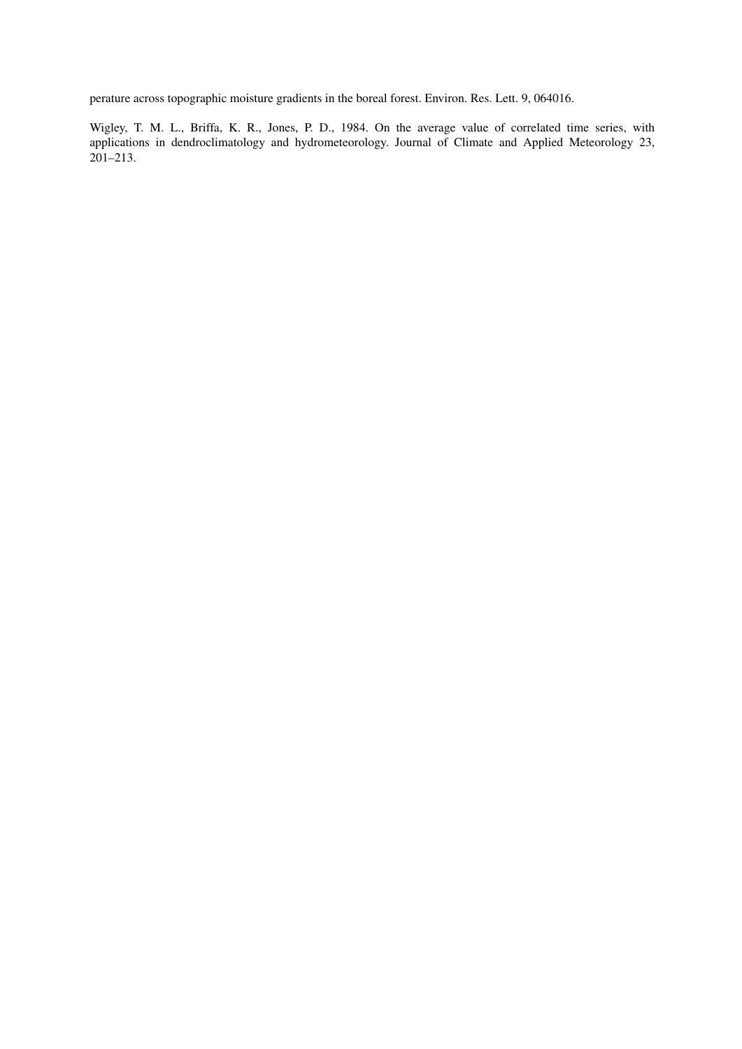perature across topographic moisture gradients in the boreal forest. Environ. Res. Lett. 9, 064016.

Wigley, T. M. L., Briffa, K. R., Jones, P. D., 1984. On the average value of correlated time series, with applications in dendroclimatology and hydrometeorology. Journal of Climate and Applied Meteorology 23, 201–213.